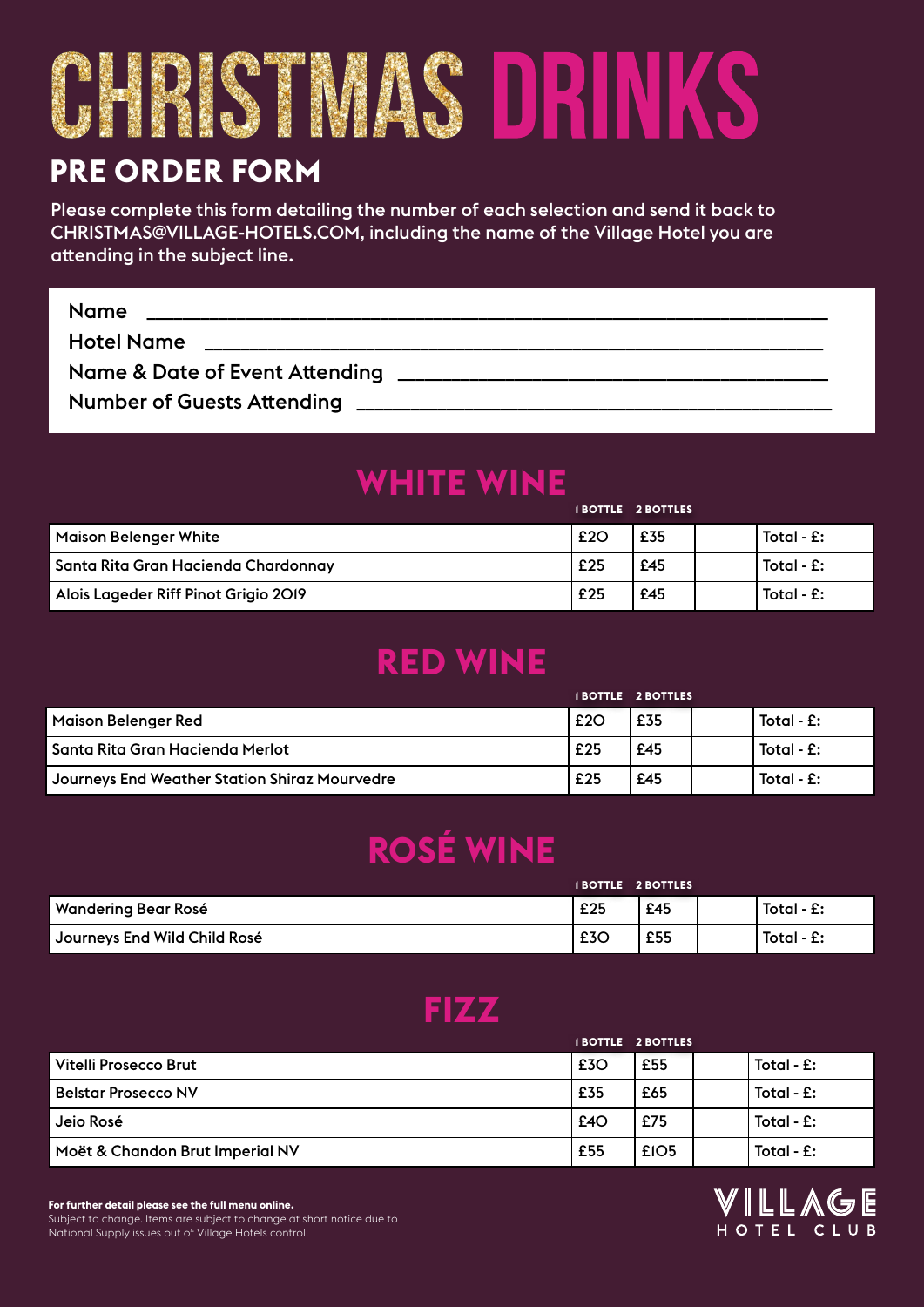# CHRISTMAS DRINKS

## PRE ORDER FORM

Please complete this form detailing the number of each selection and send it back to CHRISTMAS@VILLAGE-HOTELS.COM, including the name of the Village Hotel you are attending in the subject line.

Name ______________________________________________

Hotel Name ______________________________________________

Name & Date of Event Attending ______________________________________________

Number of Guests Attending ______________________________________________

## WHITE WINE

| | 1 BOTTLE | 2 BOTTLES | | |
|---|---|---|---|---|
| Maison Belenger White | £20 | £35 | | Total - £: |
| Santa Rita Gran Hacienda Chardonnay | £25 | £45 | | Total - £: |
| Alois Lageder Riff Pinot Grigio 2019 | £25 | £45 | | Total - £: |

## RED WINE

| | 1 BOTTLE | 2 BOTTLES | | |
|---|---|---|---|---|
| Maison Belenger Red | £20 | £35 | | Total - £: |
| Santa Rita Gran Hacienda Merlot | £25 | £45 | | Total - £: |
| Journeys End Weather Station Shiraz Mourvedre | £25 | £45 | | Total - £: |

## ROSÉ WINE

| | 1 BOTTLE | 2 BOTTLES | | |
|---|---|---|---|---|
| Wandering Bear Rosé | £25 | £45 | | Total - £: |
| Journeys End Wild Child Rosé | £30 | £55 | | Total - £: |

## FIZZ

| | 1 BOTTLE | 2 BOTTLES | | |
|---|---|---|---|---|
| Vitelli Prosecco Brut | £30 | £55 | | Total - £: |
| Belstar Prosecco NV | £35 | £65 | | Total - £: |
| Jeio Rosé | £40 | £75 | | Total - £: |
| Moët & Chandon Brut Imperial NV | £55 | £105 | | Total - £: |

**For further detail please see the full menu online.**
Subject to change. Items are subject to change at short notice due to National Supply issues out of Village Hotels control.

VILLAGE HOTEL CLUB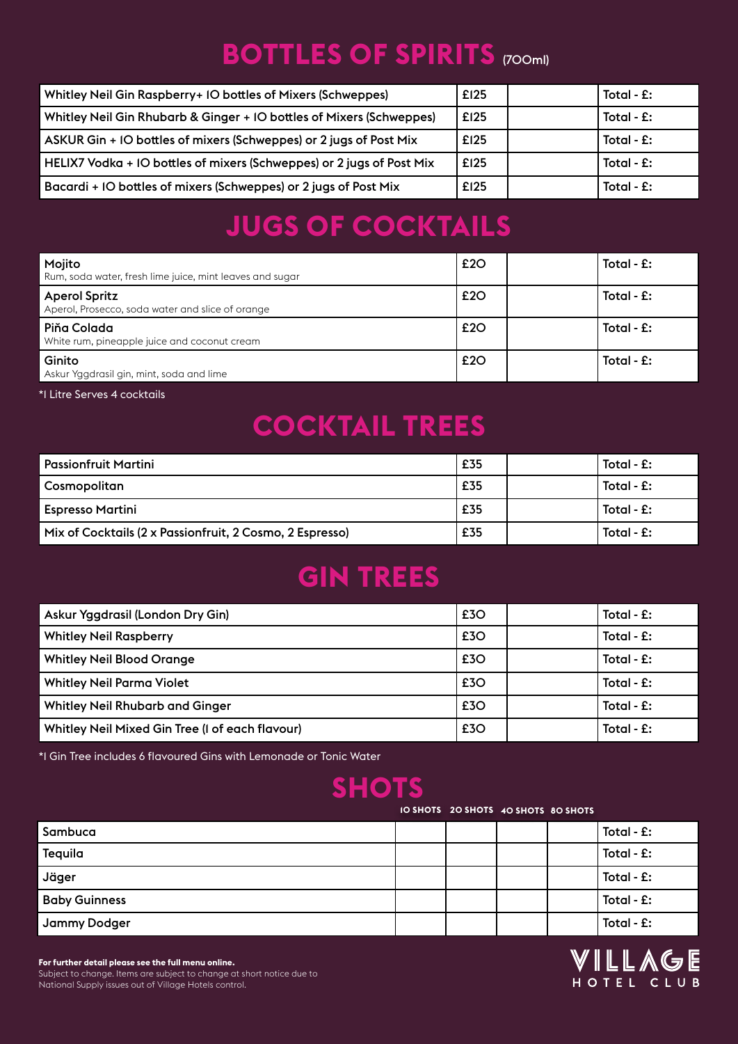# BOTTLES OF SPIRITS (700ml)

| Item | Price | Qty | Total |
|---|---|---|---|
| Whitley Neil Gin Raspberry+ 10 bottles of Mixers (Schweppes) | £125 | | Total - £: |
| Whitley Neil Gin Rhubarb & Ginger + 10 bottles of Mixers (Schweppes) | £125 | | Total - £: |
| ASKUR Gin + 10 bottles of mixers (Schweppes) or 2 jugs of Post Mix | £125 | | Total - £: |
| HELIX7 Vodka + 10 bottles of mixers (Schweppes) or 2 jugs of Post Mix | £125 | | Total - £: |
| Bacardi + 10 bottles of mixers (Schweppes) or 2 jugs of Post Mix | £125 | | Total - £: |

# JUGS OF COCKTAILS

| Item | Price | Qty | Total |
|---|---|---|---|
| Mojito<br>Rum, soda water, fresh lime juice, mint leaves and sugar | £20 | | Total - £: |
| Aperol Spritz<br>Aperol, Prosecco, soda water and slice of orange | £20 | | Total - £: |
| Piña Colada<br>White rum, pineapple juice and coconut cream | £20 | | Total - £: |
| Ginito<br>Askur Yggdrasil gin, mint, soda and lime | £20 | | Total - £: |

*1 Litre Serves 4 cocktails

# COCKTAIL TREES

| Item | Price | Qty | Total |
|---|---|---|---|
| Passionfruit Martini | £35 | | Total - £: |
| Cosmopolitan | £35 | | Total - £: |
| Espresso Martini | £35 | | Total - £: |
| Mix of Cocktails (2 x Passionfruit, 2 Cosmo, 2 Espresso) | £35 | | Total - £: |

# GIN TREES

| Item | Price | Qty | Total |
|---|---|---|---|
| Askur Yggdrasil (London Dry Gin) | £30 | | Total - £: |
| Whitley Neil Raspberry | £30 | | Total - £: |
| Whitley Neil Blood Orange | £30 | | Total - £: |
| Whitley Neil Parma Violet | £30 | | Total - £: |
| Whitley Neil Rhubarb and Ginger | £30 | | Total - £: |
| Whitley Neil Mixed Gin Tree (1 of each flavour) | £30 | | Total - £: |

*1 Gin Tree includes 6 flavoured Gins with Lemonade or Tonic Water

# SHOTS

| | 10 SHOTS | 20 SHOTS | 40 SHOTS | 80 SHOTS | |
|---|---|---|---|---|---|
| Sambuca | | | | | Total - £: |
| Tequila | | | | | Total - £: |
| Jäger | | | | | Total - £: |
| Baby Guinness | | | | | Total - £: |
| Jammy Dodger | | | | | Total - £: |

**For further detail please see the full menu online.**
Subject to change. Items are subject to change at short notice due to National Supply issues out of Village Hotels control.

VILLAGE HOTEL CLUB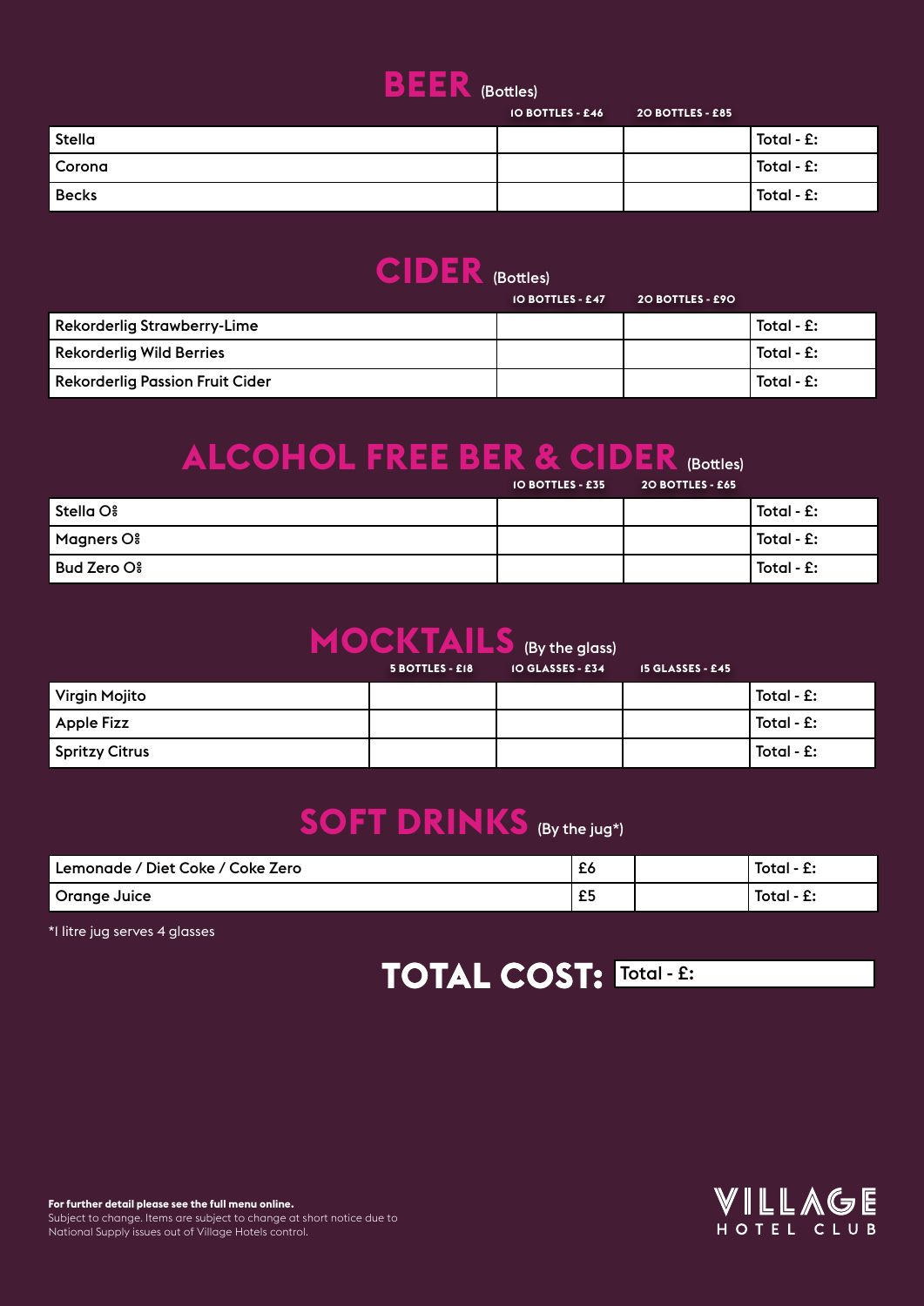## BEER (Bottles)

| | 10 BOTTLES - £46 | 20 BOTTLES - £85 | |
|---|---|---|---|
| Stella | | | Total - £: |
| Corona | | | Total - £: |
| Becks | | | Total - £: |

## CIDER (Bottles)

| | 10 BOTTLES - £47 | 20 BOTTLES - £90 | |
|---|---|---|---|
| Rekorderlig Strawberry-Lime | | | Total - £: |
| Rekorderlig Wild Berries | | | Total - £: |
| Rekorderlig Passion Fruit Cider | | | Total - £: |

## ALCOHOL FREE BER & CIDER (Bottles)

| | 10 BOTTLES - £35 | 20 BOTTLES - £65 | |
|---|---|---|---|
| Stella 0% | | | Total - £: |
| Magners 0% | | | Total - £: |
| Bud Zero 0% | | | Total - £: |

## MOCKTAILS (By the glass)

| | 5 BOTTLES - £18 | 10 GLASSES - £34 | 15 GLASSES - £45 | |
|---|---|---|---|---|
| Virgin Mojito | | | | Total - £: |
| Apple Fizz | | | | Total - £: |
| Spritzy Citrus | | | | Total - £: |

## SOFT DRINKS (By the jug*)

| | | | |
|---|---|---|---|
| Lemonade / Diet Coke / Coke Zero | £6 | | Total - £: |
| Orange Juice | £5 | | Total - £: |

*1 litre jug serves 4 glasses

## TOTAL COST: Total - £:

**For further detail please see the full menu online.**
Subject to change. Items are subject to change at short notice due to National Supply issues out of Village Hotels control.

VILLAGE HOTEL CLUB